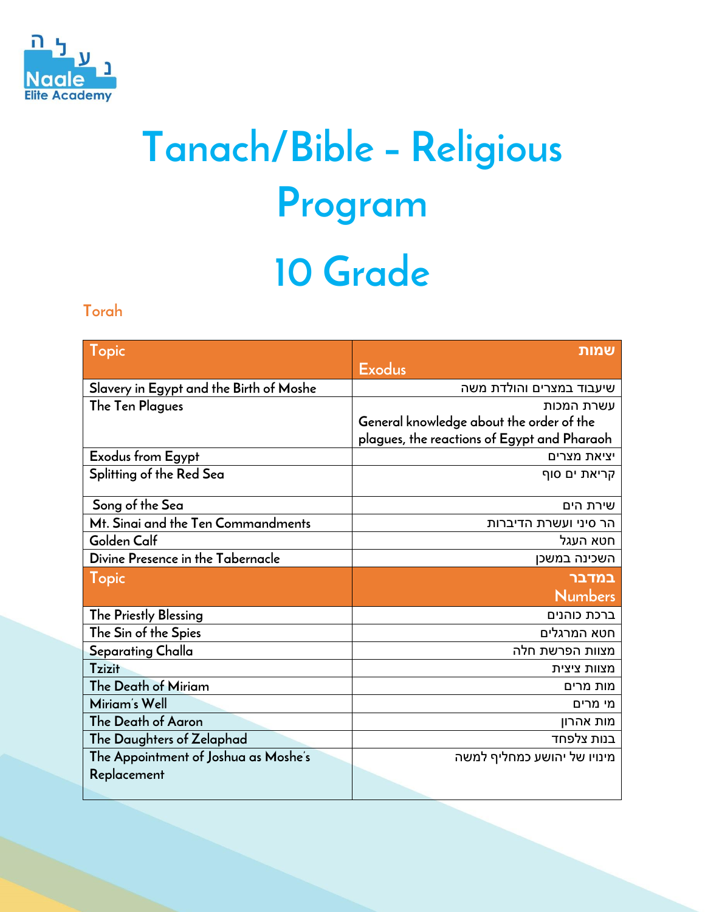# Tanach/Bible - Religious Program

# 10 Grade

## Torah

| Topic | שמות<br>Exodus |
|---|---|
| Slavery in Egypt and the Birth of Moshe | שיעבוד במצרים והולדת משה |
| The Ten Plagues | עשרת המכות<br>General knowledge about the order of the plagues, the reactions of Egypt and Pharaoh |
| Exodus from Egypt | יציאת מצרים |
| Splitting of the Red Sea | קריאת ים סוף |
| Song of the Sea | שירת הים |
| Mt. Sinai and the Ten Commandments | הר סיני ועשרת הדיברות |
| Golden Calf | חטא העגל |
| Divine Presence in the Tabernacle | השכינה במשכן |
| **Topic** | **במדבר<br>Numbers** |
| The Priestly Blessing | ברכת כוהנים |
| The Sin of the Spies | חטא המרגלים |
| Separating Challa | מצוות הפרשת חלה |
| Tzizit | מצוות ציצית |
| The Death of Miriam | מות מרים |
| Miriam's Well | מי מרים |
| The Death of Aaron | מות אהרון |
| The Daughters of Zelaphad | בנות צלפחד |
| The Appointment of Joshua as Moshe's Replacement | מינויו של יהושע כמחליף למשה |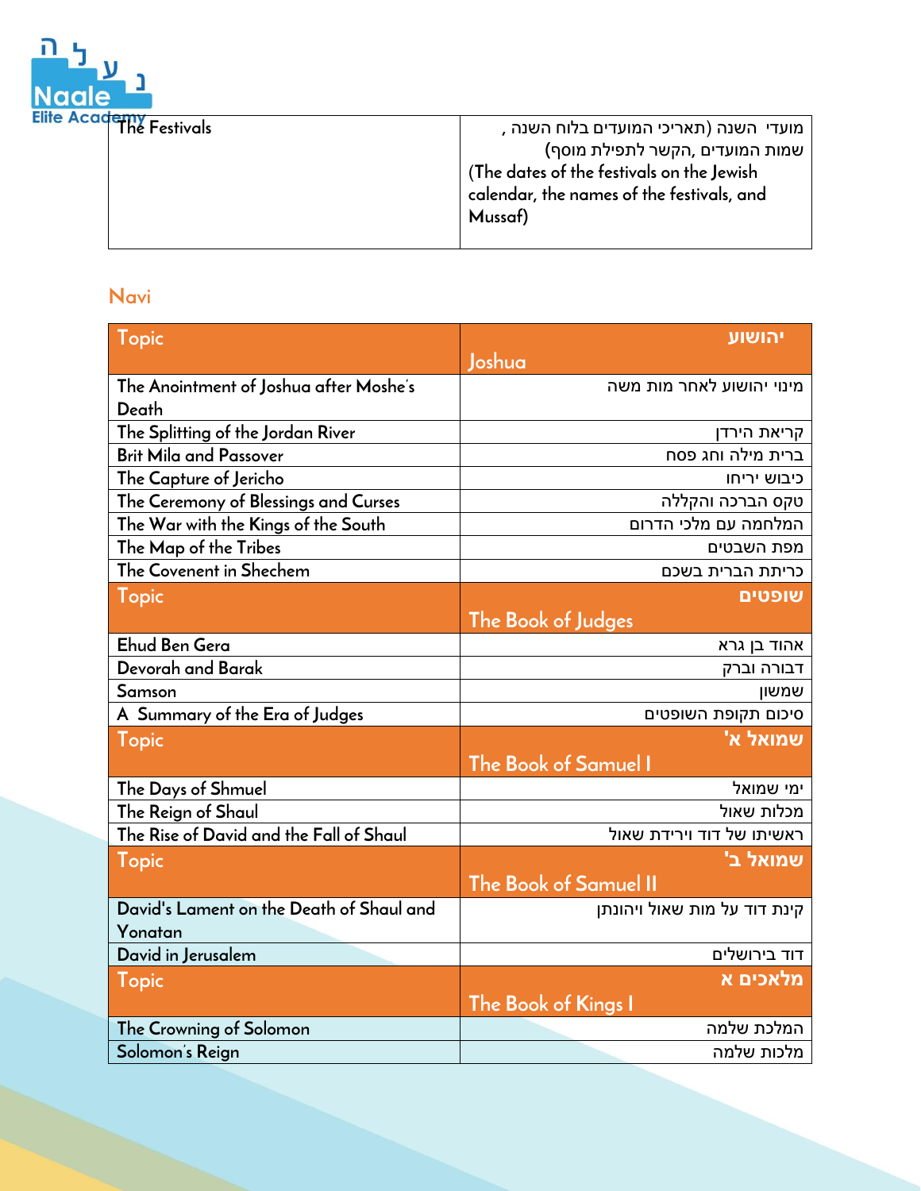| The Festivals | מועדי השנה (תאריכי המועדים בלוח השנה , שמות המועדים ,הקשר לתפילת מוסף) (The dates of the festivals on the Jewish calendar, the names of the festivals, and Mussaf) |
|---|---|

## Navi

| Topic | יהושע Joshua |
|---|---|
| The Anointment of Joshua after Moshe's Death | מינוי יהושע לאחר מות משה |
| The Splitting of the Jordan River | קריאת הירדן |
| Brit Mila and Passover | ברית מילה וחג פסח |
| The Capture of Jericho | כיבוש יריחו |
| The Ceremony of Blessings and Curses | טקס הברכה והקללה |
| The War with the Kings of the South | המלחמה עם מלכי הדרום |
| The Map of the Tribes | מפת השבטים |
| The Covenent in Shechem | כריתת הברית בשכם |
| **Topic** | **שופטים The Book of Judges** |
| Ehud Ben Gera | אהוד בן גרא |
| Devorah and Barak | דבורה וברק |
| Samson | שמשון |
| A Summary of the Era of Judges | סיכום תקופת השופטים |
| **Topic** | **שמואל א' The Book of Samuel I** |
| The Days of Shmuel | ימי שמואל |
| The Reign of Shaul | מכלות שאול |
| The Rise of David and the Fall of Shaul | ראשיתו של דוד וירידת שאול |
| **Topic** | **שמואל ב' The Book of Samuel II** |
| David's Lament on the Death of Shaul and Yonatan | קינת דוד על מות שאול ויהונתן |
| David in Jerusalem | דוד בירושלים |
| **Topic** | **מלאכים א The Book of Kings I** |
| The Crowning of Solomon | המלכת שלמה |
| Solomon's Reign | מלכות שלמה |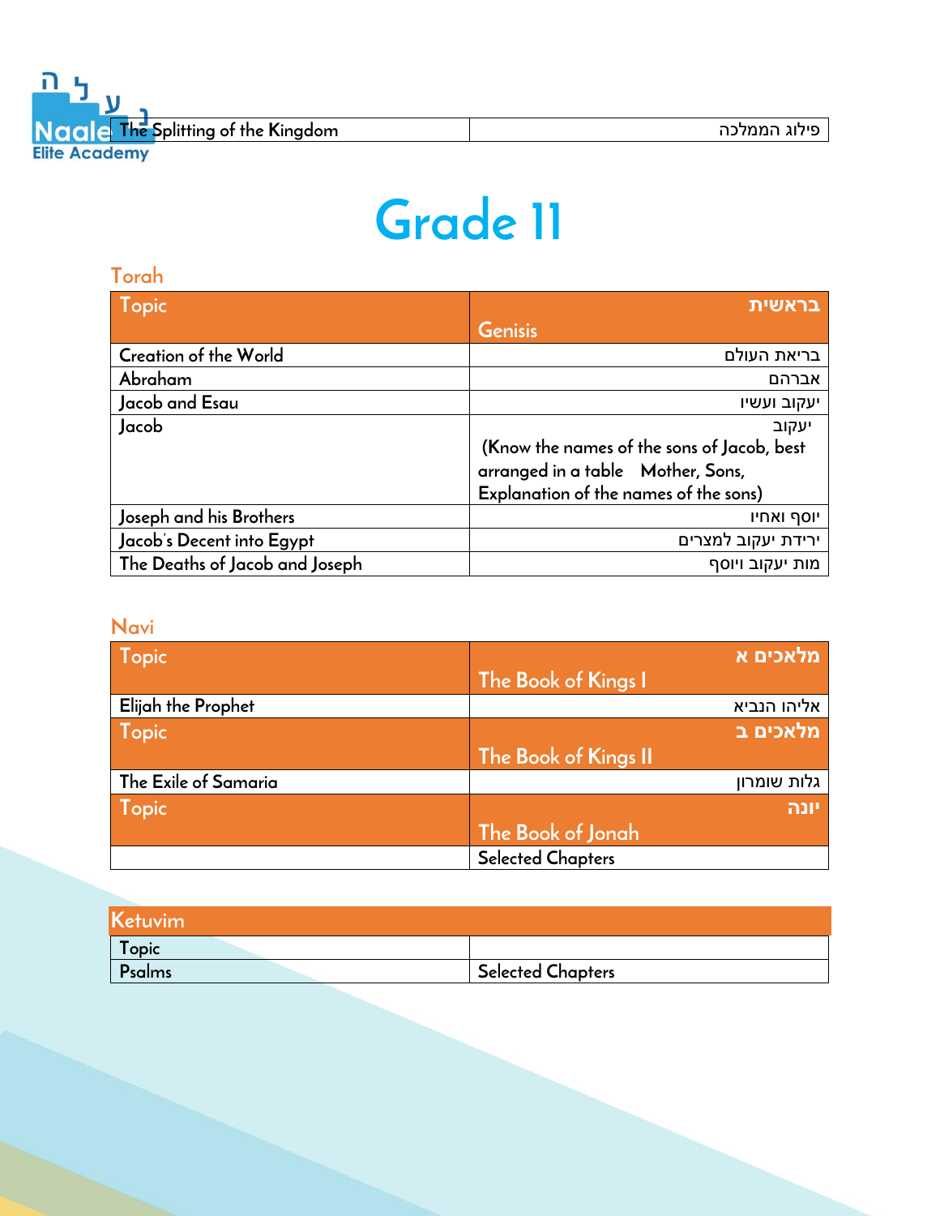| The Splitting of the Kingdom | פילוג הממלכה |
|---|---|

# Grade 11

## Torah

| Topic | בראשית Genisis |
|---|---|
| Creation of the World | בריאת העולם |
| Abraham | אברהם |
| Jacob and Esau | יעקוב ועשיו |
| Jacob | יעקוב (Know the names of the sons of Jacob, best arranged in a table Mother, Sons, Explanation of the names of the sons) |
| Joseph and his Brothers | יוסף ואחיו |
| Jacob's Decent into Egypt | ירידת יעקוב למצרים |
| The Deaths of Jacob and Joseph | מות יעקוב ויוסף |

## Navi

| Topic | מלאכים א The Book of Kings I |
|---|---|
| Elijah the Prophet | אליהו הנביא |
| **Topic** | **מלאכים ב The Book of Kings II** |
| The Exile of Samaria | גלות שומרון |
| **Topic** | **יונה The Book of Jonah** |
| | Selected Chapters |

## Ketuvim

| Topic | |
|---|---|
| Psalms | Selected Chapters |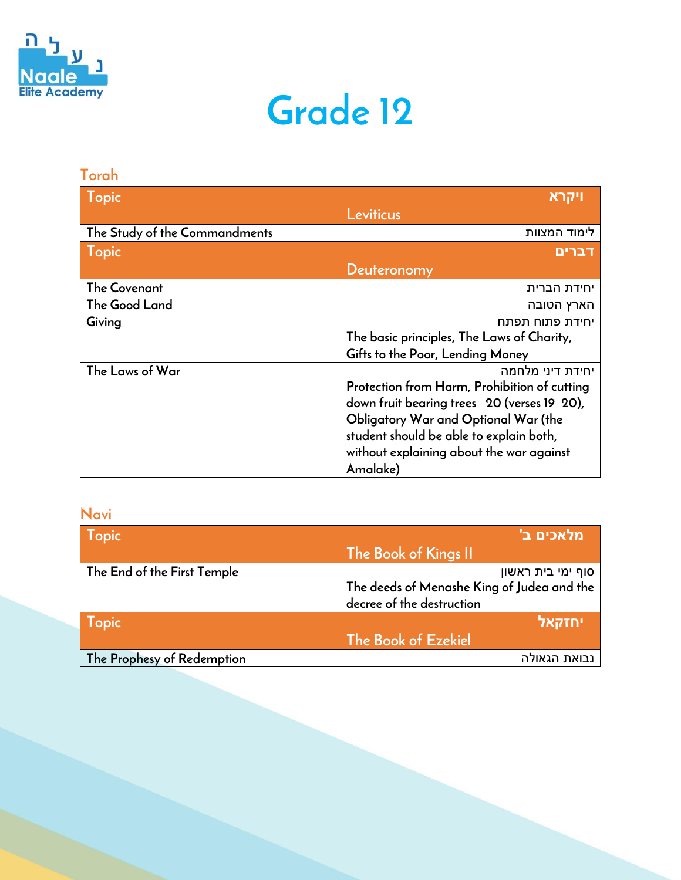# Grade 12

## Torah

| Topic | ויקרא<br>Leviticus |
|---|---|
| The Study of the Commandments | לימוד המצוות |
| **Topic** | **דברים<br>Deuteronomy** |
| The Covenant | יחידת הברית |
| The Good Land | הארץ הטובה |
| Giving | יחידת פתוח תפתח<br>The basic principles, The Laws of Charity, Gifts to the Poor, Lending Money |
| The Laws of War | יחידת דיני מלחמה<br>Protection from Harm, Prohibition of cutting down fruit bearing trees 20 (verses 19 20), Obligatory War and Optional War (the student should be able to explain both, without explaining about the war against Amalake) |

## Navi

| Topic | מלאכים ב'<br>The Book of Kings II |
|---|---|
| The End of the First Temple | סוף ימי בית ראשון<br>The deeds of Menashe King of Judea and the decree of the destruction |
| **Topic** | **יחזקאל<br>The Book of Ezekiel** |
| The Prophesy of Redemption | נבואת הגאולה |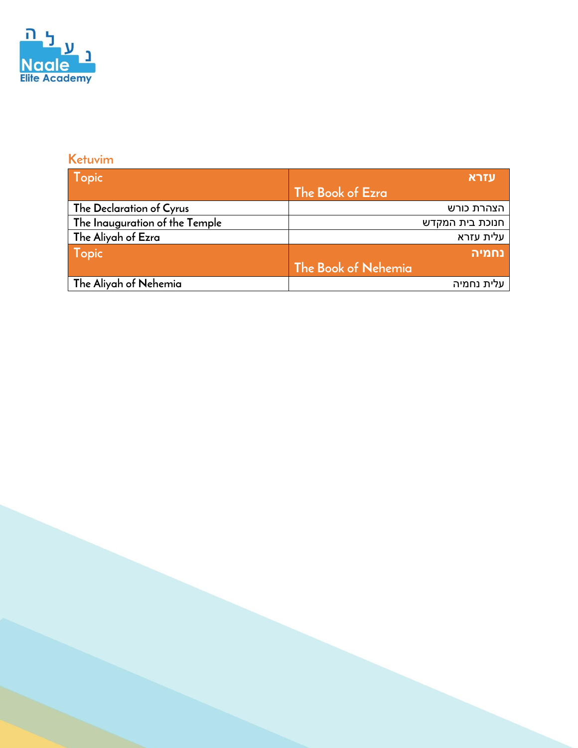## Ketuvim

| Topic | עזרא<br>The Book of Ezra |
| --- | --- |
| The Declaration of Cyrus | הצהרת כורש |
| The Inauguration of the Temple | חנוכת בית המקדש |
| The Aliyah of Ezra | עלית עזרא |
| **Topic** | **נחמיה<br>The Book of Nehemia** |
| The Aliyah of Nehemia | עלית נחמיה |